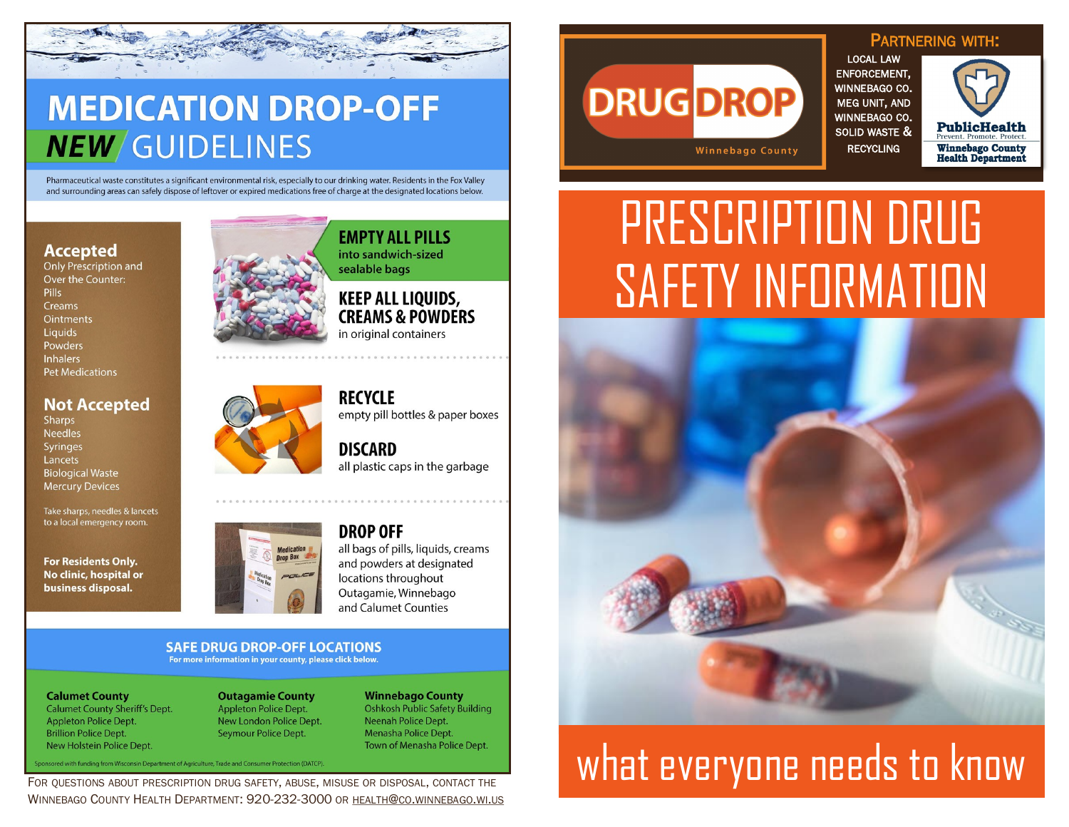# MEDICATION DROP-OFF

## *NEW* GUIDELINES

Pharmaceutical waste constitutes a significant environmental risk, especially to our drinking water. Residents in the Fox Valley and surrounding areas can safely dispose of leftover or expired medications free of charge at the designated locations below.

### Accepted

Only Prescription and Over the Counter:

- Pills
- Creams
- Ointments
- Liquids
- Powders
- Inhalers
- Pet Medications

### Not Accepted

- Sharps
- Needles
- Syringes
- Lancets
- Biological Waste
- Mercury Devices

Take sharps, needles & lancets to a local emergency room.

**For Residents Only. No clinic, hospital or business disposal.**

**EMPTY ALL PILLS** into sandwich-sized sealable bags

**KEEP ALL LIQUIDS, CREAMS & POWDERS** in original containers

**RECYCLE** empty pill bottles & paper boxes

**DISCARD** all plastic caps in the garbage

**DROP OFF** all bags of pills, liquids, creams and powders at designated locations throughout Outagamie, Winnebago and Calumet Counties

## SAFE DRUG DROP-OFF LOCATIONS

For more information in your county, please click below.

**Calumet County**
- Calumet County Sheriff's Dept.
- Appleton Police Dept.
- Brillion Police Dept.
- New Holstein Police Dept.

**Outagamie County**
- Appleton Police Dept.
- New London Police Dept.
- Seymour Police Dept.

**Winnebago County**
- Oshkosh Public Safety Building
- Neenah Police Dept.
- Menasha Police Dept.
- Town of Menasha Police Dept.

Sponsored with funding from Wisconsin Department of Agriculture, Trade and Consumer Protection (DATCP).

For questions about prescription drug safety, abuse, misuse or disposal, contact the Winnebago County Health Department: 920-232-3000 or health@co.winnebago.wi.us

---

DRUG DROP Winnebago County

**Partnering with:** Local law enforcement, Winnebago Co. MEG Unit, and Winnebago Co. Solid Waste & Recycling

PublicHealth — Prevent. Promote. Protect. — Winnebago County Health Department

# PRESCRIPTION DRUG SAFETY INFORMATION

## what everyone needs to know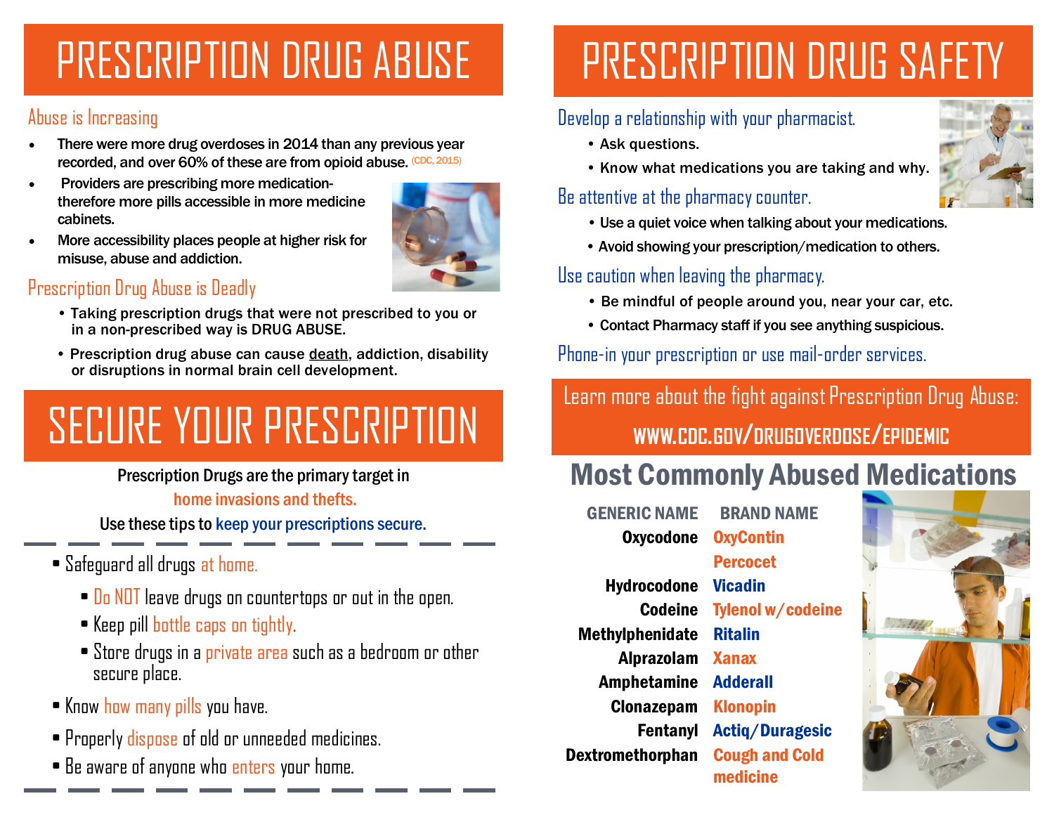# PRESCRIPTION DRUG ABUSE

## Abuse is Increasing

- There were more drug overdoses in 2014 than any previous year recorded, and over 60% of these are from opioid abuse. (CDC, 2015)
- Providers are prescribing more medication- therefore more pills accessible in more medicine cabinets.
- More accessibility places people at higher risk for misuse, abuse and addiction.

## Prescription Drug Abuse is Deadly

- Taking prescription drugs that were not prescribed to you or in a non-prescribed way is DRUG ABUSE.
- Prescription drug abuse can cause death, addiction, disability or disruptions in normal brain cell development.

# SECURE YOUR PRESCRIPTION

Prescription Drugs are the primary target in home invasions and thefts.

Use these tips to keep your prescriptions secure.

- Safeguard all drugs at home.
  - Do NOT leave drugs on countertops or out in the open.
  - Keep pill bottle caps on tightly.
  - Store drugs in a private area such as a bedroom or other secure place.
- Know how many pills you have.
- Properly dispose of old or unneeded medicines.
- Be aware of anyone who enters your home.

# PRESCRIPTION DRUG SAFETY

## Develop a relationship with your pharmacist.

- Ask questions.
- Know what medications you are taking and why.

## Be attentive at the pharmacy counter.

- Use a quiet voice when talking about your medications.
- Avoid showing your prescription/medication to others.

## Use caution when leaving the pharmacy.

- Be mindful of people around you, near your car, etc.
- Contact Pharmacy staff if you see anything suspicious.

## Phone-in your prescription or use mail-order services.

Learn more about the fight against Prescription Drug Abuse:

**WWW.CDC.GOV/DRUGOVERDOSE/EPIDEMIC**

## Most Commonly Abused Medications

| GENERIC NAME | BRAND NAME |
| --- | --- |
| Oxycodone | OxyContin |
| | Percocet |
| Hydrocodone | Vicadin |
| Codeine | Tylenol w/codeine |
| Methylphenidate | Ritalin |
| Alprazolam | Xanax |
| Amphetamine | Adderall |
| Clonazepam | Klonopin |
| Fentanyl | Actiq/Duragesic |
| Dextromethorphan | Cough and Cold medicine |